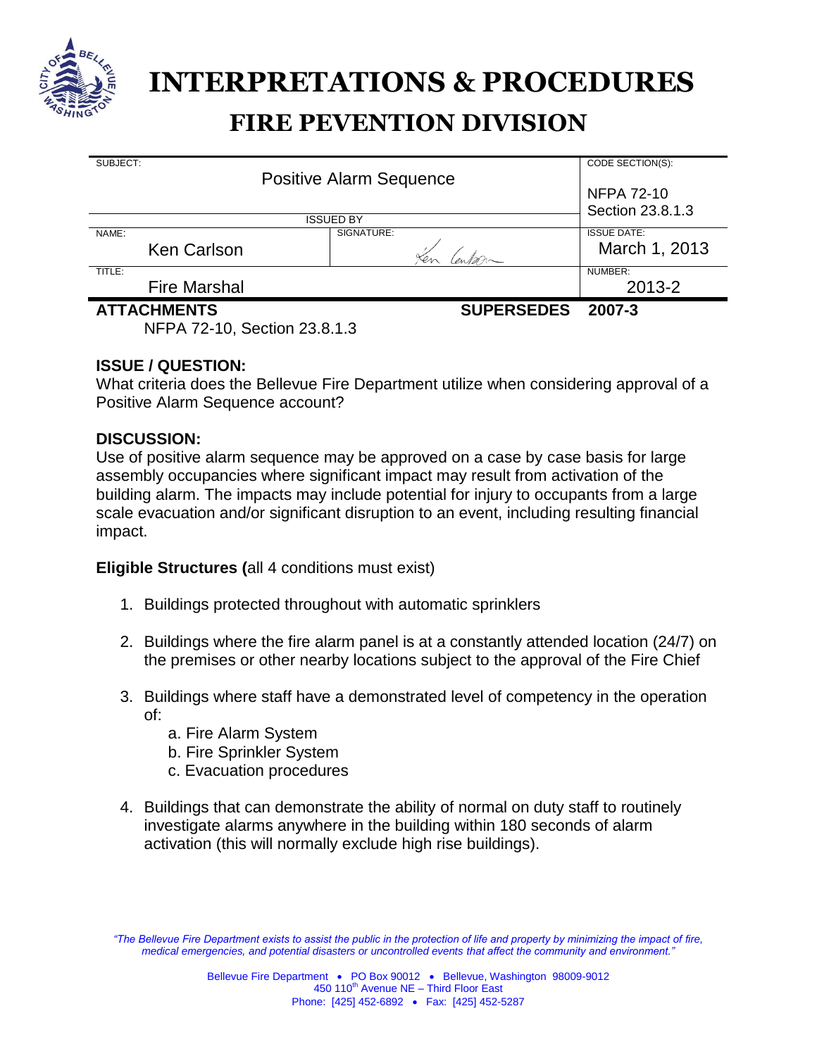# INTERPRETATIONS & PROCEDURES

## FIRE PEVENTION DIVISION

| SUBJECT: Positive Alarm Sequence | | CODE SECTION(S): NFPA 72-10 Section 23.8.1.3 |
|---|---|---|
| ISSUED BY | | |
| NAME: Ken Carlson | SIGNATURE: Ken Carlson | ISSUE DATE: March 1, 2013 |
| TITLE: Fire Marshal | | NUMBER: 2013-2 |

**ATTACHMENTS** **SUPERSEDES 2007-3**

NFPA 72-10, Section 23.8.1.3

**ISSUE / QUESTION:**

What criteria does the Bellevue Fire Department utilize when considering approval of a Positive Alarm Sequence account?

**DISCUSSION:**

Use of positive alarm sequence may be approved on a case by case basis for large assembly occupancies where significant impact may result from activation of the building alarm. The impacts may include potential for injury to occupants from a large scale evacuation and/or significant disruption to an event, including resulting financial impact.

**Eligible Structures (**all 4 conditions must exist)

1. Buildings protected throughout with automatic sprinklers
2. Buildings where the fire alarm panel is at a constantly attended location (24/7) on the premises or other nearby locations subject to the approval of the Fire Chief
3. Buildings where staff have a demonstrated level of competency in the operation of:
   a. Fire Alarm System
   b. Fire Sprinkler System
   c. Evacuation procedures
4. Buildings that can demonstrate the ability of normal on duty staff to routinely investigate alarms anywhere in the building within 180 seconds of alarm activation (this will normally exclude high rise buildings).

*"The Bellevue Fire Department exists to assist the public in the protection of life and property by minimizing the impact of fire, medical emergencies, and potential disasters or uncontrolled events that affect the community and environment."*

Bellevue Fire Department • PO Box 90012 • Bellevue, Washington 98009-9012
450 110th Avenue NE – Third Floor East
Phone: [425] 452-6892 • Fax: [425] 452-5287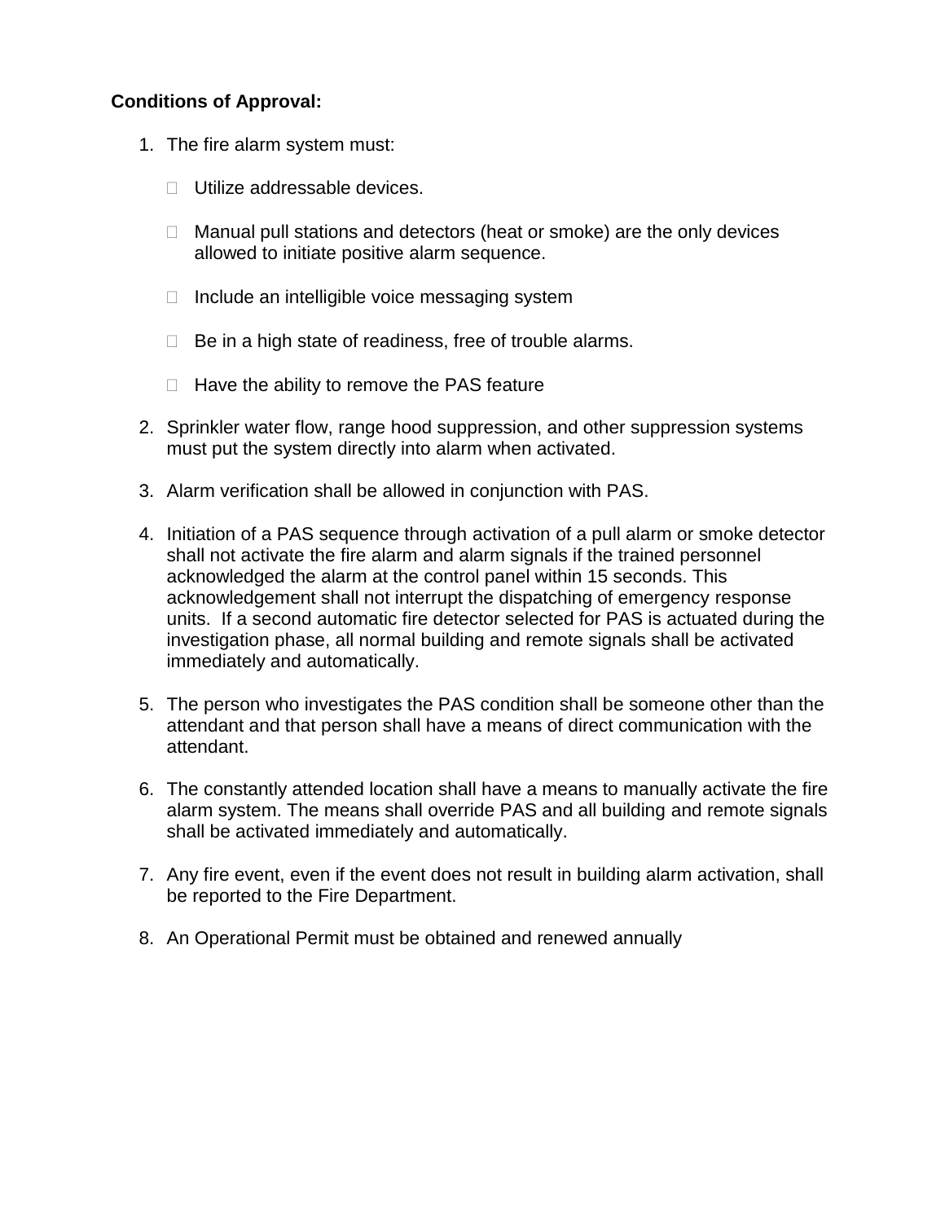**Conditions of Approval:**

1. The fire alarm system must:

   - Utilize addressable devices.
   - Manual pull stations and detectors (heat or smoke) are the only devices allowed to initiate positive alarm sequence.
   - Include an intelligible voice messaging system
   - Be in a high state of readiness, free of trouble alarms.
   - Have the ability to remove the PAS feature

2. Sprinkler water flow, range hood suppression, and other suppression systems must put the system directly into alarm when activated.

3. Alarm verification shall be allowed in conjunction with PAS.

4. Initiation of a PAS sequence through activation of a pull alarm or smoke detector shall not activate the fire alarm and alarm signals if the trained personnel acknowledged the alarm at the control panel within 15 seconds. This acknowledgement shall not interrupt the dispatching of emergency response units. If a second automatic fire detector selected for PAS is actuated during the investigation phase, all normal building and remote signals shall be activated immediately and automatically.

5. The person who investigates the PAS condition shall be someone other than the attendant and that person shall have a means of direct communication with the attendant.

6. The constantly attended location shall have a means to manually activate the fire alarm system. The means shall override PAS and all building and remote signals shall be activated immediately and automatically.

7. Any fire event, even if the event does not result in building alarm activation, shall be reported to the Fire Department.

8. An Operational Permit must be obtained and renewed annually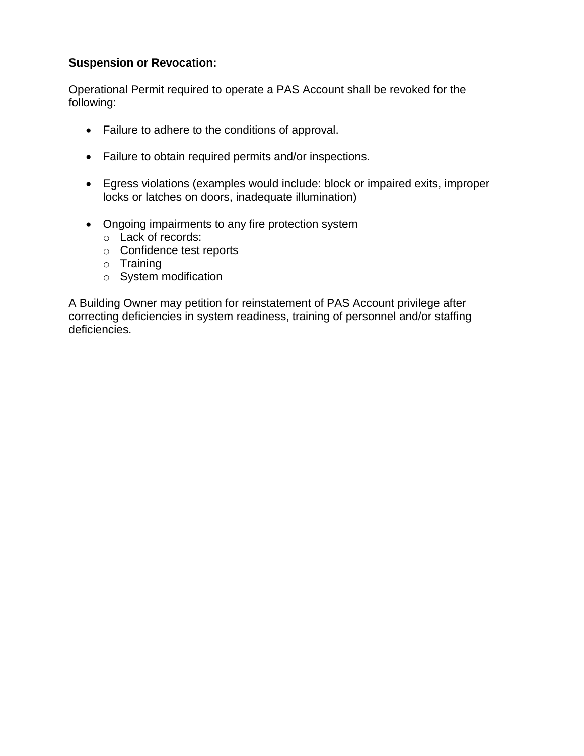**Suspension or Revocation:**

Operational Permit required to operate a PAS Account shall be revoked for the following:

- Failure to adhere to the conditions of approval.
- Failure to obtain required permits and/or inspections.
- Egress violations (examples would include: block or impaired exits, improper locks or latches on doors, inadequate illumination)
- Ongoing impairments to any fire protection system
  - Lack of records:
  - Confidence test reports
  - Training
  - System modification

A Building Owner may petition for reinstatement of PAS Account privilege after correcting deficiencies in system readiness, training of personnel and/or staffing deficiencies.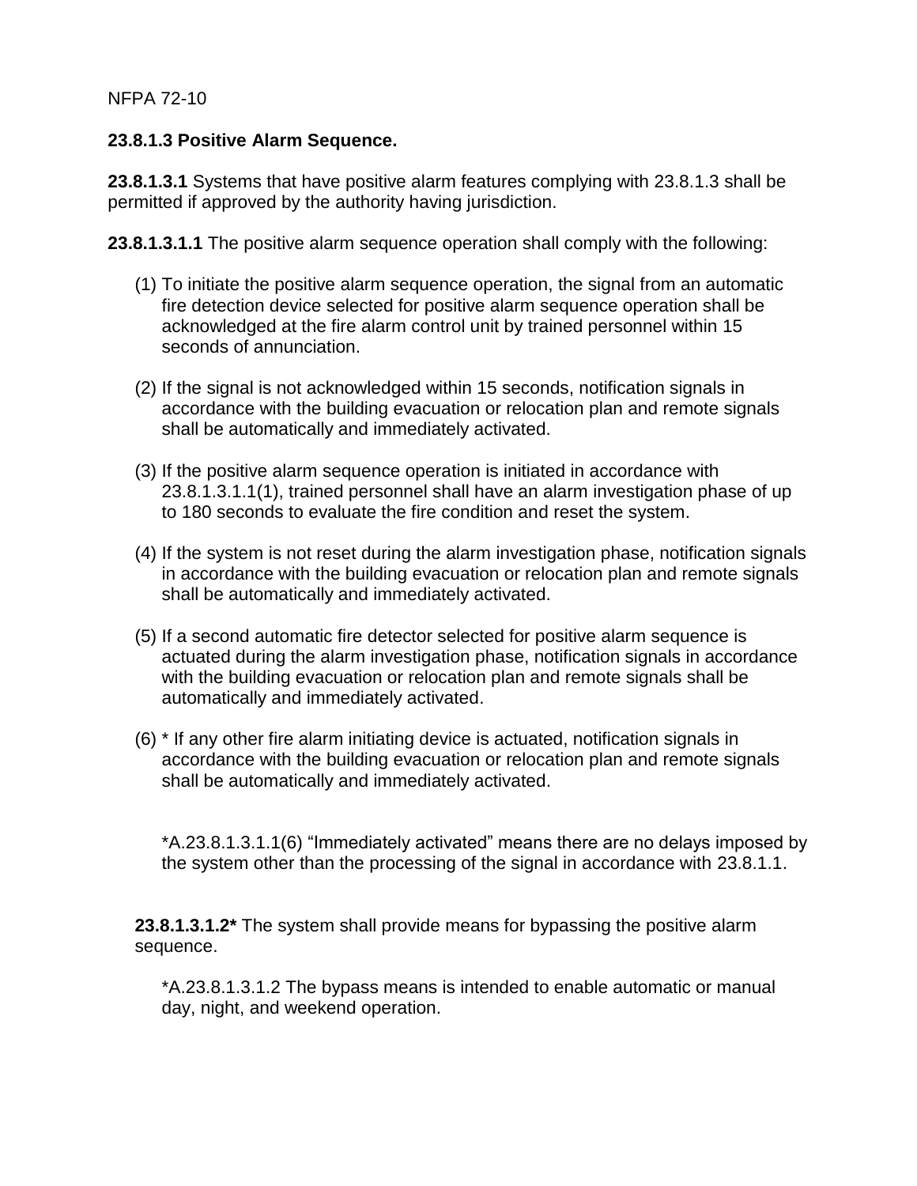NFPA 72-10

**23.8.1.3 Positive Alarm Sequence.**

**23.8.1.3.1** Systems that have positive alarm features complying with 23.8.1.3 shall be permitted if approved by the authority having jurisdiction.

**23.8.1.3.1.1** The positive alarm sequence operation shall comply with the following:

(1) To initiate the positive alarm sequence operation, the signal from an automatic fire detection device selected for positive alarm sequence operation shall be acknowledged at the fire alarm control unit by trained personnel within 15 seconds of annunciation.

(2) If the signal is not acknowledged within 15 seconds, notification signals in accordance with the building evacuation or relocation plan and remote signals shall be automatically and immediately activated.

(3) If the positive alarm sequence operation is initiated in accordance with 23.8.1.3.1.1(1), trained personnel shall have an alarm investigation phase of up to 180 seconds to evaluate the fire condition and reset the system.

(4) If the system is not reset during the alarm investigation phase, notification signals in accordance with the building evacuation or relocation plan and remote signals shall be automatically and immediately activated.

(5) If a second automatic fire detector selected for positive alarm sequence is actuated during the alarm investigation phase, notification signals in accordance with the building evacuation or relocation plan and remote signals shall be automatically and immediately activated.

(6) * If any other fire alarm initiating device is actuated, notification signals in accordance with the building evacuation or relocation plan and remote signals shall be automatically and immediately activated.

*A.23.8.1.3.1.1(6) “Immediately activated” means there are no delays imposed by the system other than the processing of the signal in accordance with 23.8.1.1.

**23.8.1.3.1.2*** The system shall provide means for bypassing the positive alarm sequence.

*A.23.8.1.3.1.2 The bypass means is intended to enable automatic or manual day, night, and weekend operation.